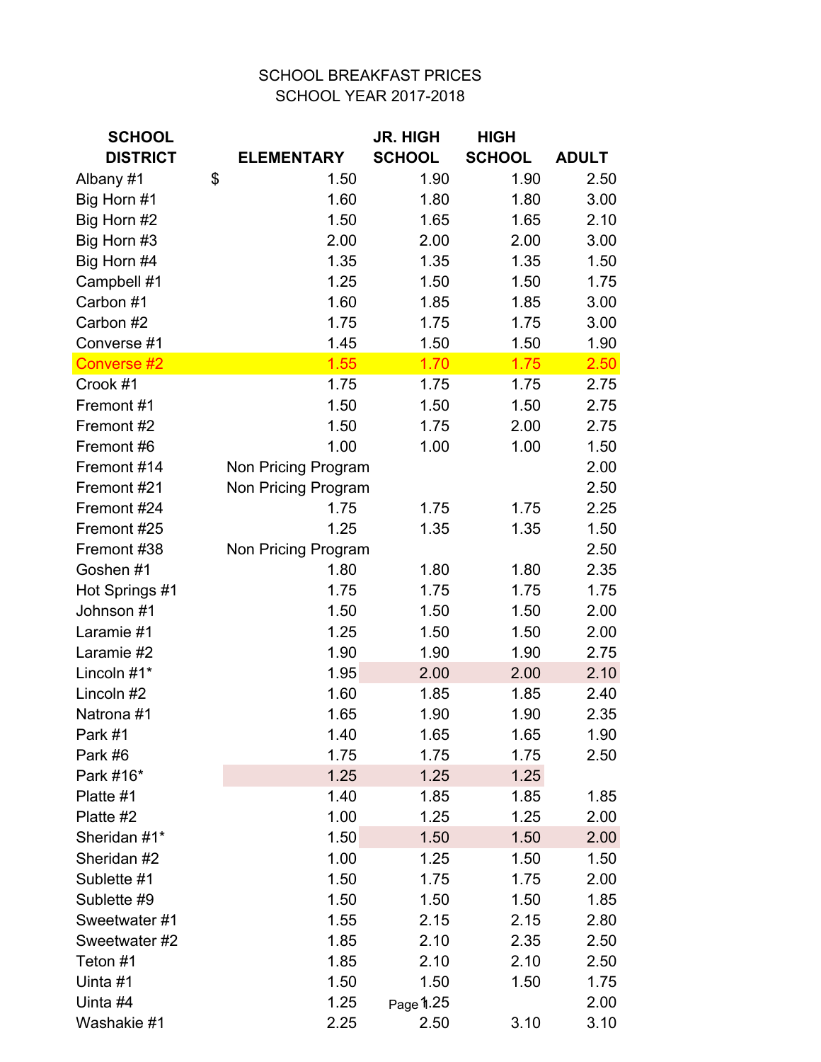SCHOOL BREAKFAST PRICES
SCHOOL YEAR 2017-2018

| SCHOOL DISTRICT | ELEMENTARY | JR. HIGH SCHOOL | HIGH SCHOOL | ADULT |
|---|---|---|---|---|
| Albany #1 | $ 1.50 | 1.90 | 1.90 | 2.50 |
| Big Horn #1 | 1.60 | 1.80 | 1.80 | 3.00 |
| Big Horn #2 | 1.50 | 1.65 | 1.65 | 2.10 |
| Big Horn #3 | 2.00 | 2.00 | 2.00 | 3.00 |
| Big Horn #4 | 1.35 | 1.35 | 1.35 | 1.50 |
| Campbell #1 | 1.25 | 1.50 | 1.50 | 1.75 |
| Carbon #1 | 1.60 | 1.85 | 1.85 | 3.00 |
| Carbon #2 | 1.75 | 1.75 | 1.75 | 3.00 |
| Converse #1 | 1.45 | 1.50 | 1.50 | 1.90 |
| Converse #2 | 1.55 | 1.70 | 1.75 | 2.50 |
| Crook #1 | 1.75 | 1.75 | 1.75 | 2.75 |
| Fremont #1 | 1.50 | 1.50 | 1.50 | 2.75 |
| Fremont #2 | 1.50 | 1.75 | 2.00 | 2.75 |
| Fremont #6 | 1.00 | 1.00 | 1.00 | 1.50 |
| Fremont #14 | Non Pricing Program | | | 2.00 |
| Fremont #21 | Non Pricing Program | | | 2.50 |
| Fremont #24 | 1.75 | 1.75 | 1.75 | 2.25 |
| Fremont #25 | 1.25 | 1.35 | 1.35 | 1.50 |
| Fremont #38 | Non Pricing Program | | | 2.50 |
| Goshen #1 | 1.80 | 1.80 | 1.80 | 2.35 |
| Hot Springs #1 | 1.75 | 1.75 | 1.75 | 1.75 |
| Johnson #1 | 1.50 | 1.50 | 1.50 | 2.00 |
| Laramie #1 | 1.25 | 1.50 | 1.50 | 2.00 |
| Laramie #2 | 1.90 | 1.90 | 1.90 | 2.75 |
| Lincoln #1* | 1.95 | 2.00 | 2.00 | 2.10 |
| Lincoln #2 | 1.60 | 1.85 | 1.85 | 2.40 |
| Natrona #1 | 1.65 | 1.90 | 1.90 | 2.35 |
| Park #1 | 1.40 | 1.65 | 1.65 | 1.90 |
| Park #6 | 1.75 | 1.75 | 1.75 | 2.50 |
| Park #16* | 1.25 | 1.25 | 1.25 | |
| Platte #1 | 1.40 | 1.85 | 1.85 | 1.85 |
| Platte #2 | 1.00 | 1.25 | 1.25 | 2.00 |
| Sheridan #1* | 1.50 | 1.50 | 1.50 | 2.00 |
| Sheridan #2 | 1.00 | 1.25 | 1.50 | 1.50 |
| Sublette #1 | 1.50 | 1.75 | 1.75 | 2.00 |
| Sublette #9 | 1.50 | 1.50 | 1.50 | 1.85 |
| Sweetwater #1 | 1.55 | 2.15 | 2.15 | 2.80 |
| Sweetwater #2 | 1.85 | 2.10 | 2.35 | 2.50 |
| Teton #1 | 1.85 | 2.10 | 2.10 | 2.50 |
| Uinta #1 | 1.50 | 1.50 | 1.50 | 1.75 |
| Uinta #4 | 1.25 | 1.25 | | 2.00 |
| Washakie #1 | 2.25 | 2.50 | 3.10 | 3.10 |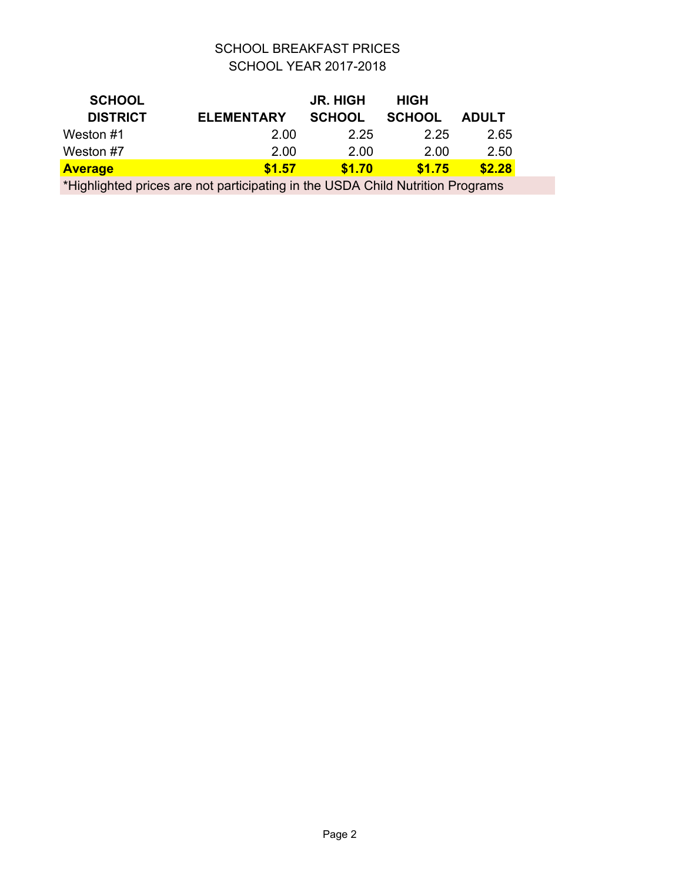SCHOOL BREAKFAST PRICES
SCHOOL YEAR 2017-2018

| SCHOOL DISTRICT | ELEMENTARY | JR. HIGH SCHOOL | HIGH SCHOOL | ADULT |
|---|---|---|---|---|
| Weston #1 | 2.00 | 2.25 | 2.25 | 2.65 |
| Weston #7 | 2.00 | 2.00 | 2.00 | 2.50 |
| **Average** | **$1.57** | **$1.70** | **$1.75** | **$2.28** |

*Highlighted prices are not participating in the USDA Child Nutrition Programs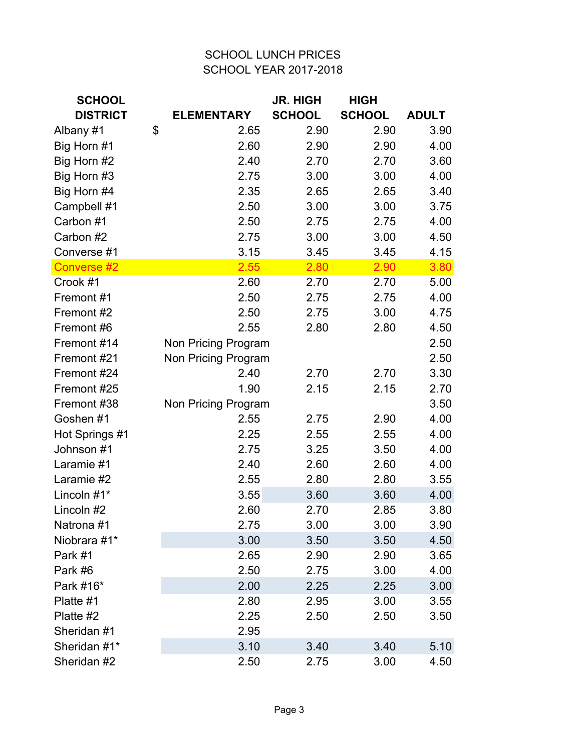# SCHOOL LUNCH PRICES
## SCHOOL YEAR 2017-2018

| SCHOOL DISTRICT | ELEMENTARY | JR. HIGH SCHOOL | HIGH SCHOOL | ADULT |
|---|---|---|---|---|
| Albany #1 | $ 2.65 | 2.90 | 2.90 | 3.90 |
| Big Horn #1 | 2.60 | 2.90 | 2.90 | 4.00 |
| Big Horn #2 | 2.40 | 2.70 | 2.70 | 3.60 |
| Big Horn #3 | 2.75 | 3.00 | 3.00 | 4.00 |
| Big Horn #4 | 2.35 | 2.65 | 2.65 | 3.40 |
| Campbell #1 | 2.50 | 3.00 | 3.00 | 3.75 |
| Carbon #1 | 2.50 | 2.75 | 2.75 | 4.00 |
| Carbon #2 | 2.75 | 3.00 | 3.00 | 4.50 |
| Converse #1 | 3.15 | 3.45 | 3.45 | 4.15 |
| Converse #2 | 2.55 | 2.80 | 2.90 | 3.80 |
| Crook #1 | 2.60 | 2.70 | 2.70 | 5.00 |
| Fremont #1 | 2.50 | 2.75 | 2.75 | 4.00 |
| Fremont #2 | 2.50 | 2.75 | 3.00 | 4.75 |
| Fremont #6 | 2.55 | 2.80 | 2.80 | 4.50 |
| Fremont #14 | Non Pricing Program | | | 2.50 |
| Fremont #21 | Non Pricing Program | | | 2.50 |
| Fremont #24 | 2.40 | 2.70 | 2.70 | 3.30 |
| Fremont #25 | 1.90 | 2.15 | 2.15 | 2.70 |
| Fremont #38 | Non Pricing Program | | | 3.50 |
| Goshen #1 | 2.55 | 2.75 | 2.90 | 4.00 |
| Hot Springs #1 | 2.25 | 2.55 | 2.55 | 4.00 |
| Johnson #1 | 2.75 | 3.25 | 3.50 | 4.00 |
| Laramie #1 | 2.40 | 2.60 | 2.60 | 4.00 |
| Laramie #2 | 2.55 | 2.80 | 2.80 | 3.55 |
| Lincoln #1* | 3.55 | 3.60 | 3.60 | 4.00 |
| Lincoln #2 | 2.60 | 2.70 | 2.85 | 3.80 |
| Natrona #1 | 2.75 | 3.00 | 3.00 | 3.90 |
| Niobrara #1* | 3.00 | 3.50 | 3.50 | 4.50 |
| Park #1 | 2.65 | 2.90 | 2.90 | 3.65 |
| Park #6 | 2.50 | 2.75 | 3.00 | 4.00 |
| Park #16* | 2.00 | 2.25 | 2.25 | 3.00 |
| Platte #1 | 2.80 | 2.95 | 3.00 | 3.55 |
| Platte #2 | 2.25 | 2.50 | 2.50 | 3.50 |
| Sheridan #1 | 2.95 | | | |
| Sheridan #1* | 3.10 | 3.40 | 3.40 | 5.10 |
| Sheridan #2 | 2.50 | 2.75 | 3.00 | 4.50 |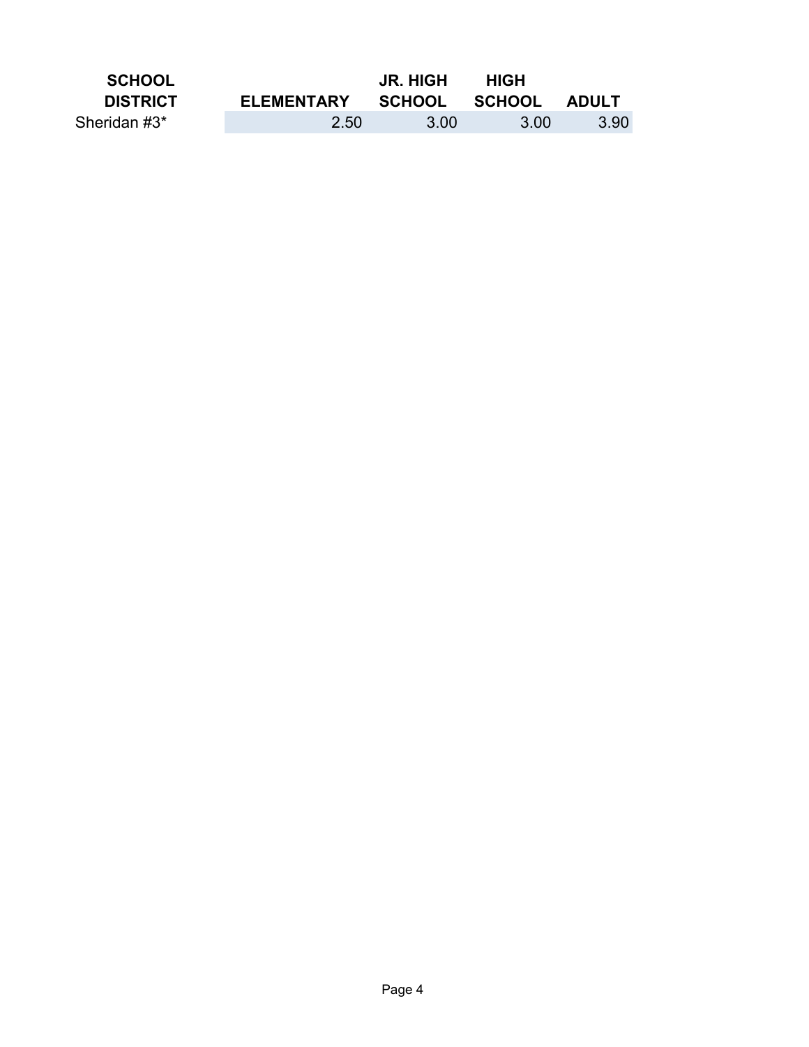| SCHOOL DISTRICT | ELEMENTARY | JR. HIGH SCHOOL | HIGH SCHOOL | ADULT |
|---|---|---|---|---|
| Sheridan #3* | 2.50 | 3.00 | 3.00 | 3.90 |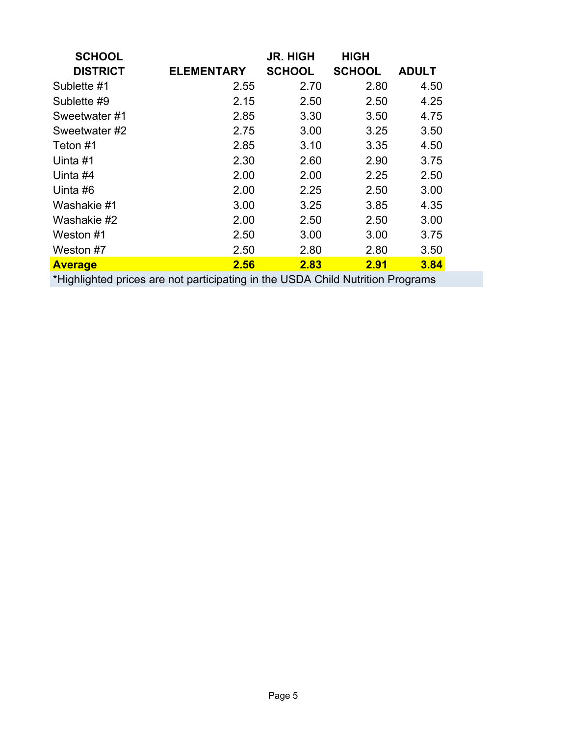| SCHOOL DISTRICT | ELEMENTARY | JR. HIGH SCHOOL | HIGH SCHOOL | ADULT |
|---|---|---|---|---|
| Sublette #1 | 2.55 | 2.70 | 2.80 | 4.50 |
| Sublette #9 | 2.15 | 2.50 | 2.50 | 4.25 |
| Sweetwater #1 | 2.85 | 3.30 | 3.50 | 4.75 |
| Sweetwater #2 | 2.75 | 3.00 | 3.25 | 3.50 |
| Teton #1 | 2.85 | 3.10 | 3.35 | 4.50 |
| Uinta #1 | 2.30 | 2.60 | 2.90 | 3.75 |
| Uinta #4 | 2.00 | 2.00 | 2.25 | 2.50 |
| Uinta #6 | 2.00 | 2.25 | 2.50 | 3.00 |
| Washakie #1 | 3.00 | 3.25 | 3.85 | 4.35 |
| Washakie #2 | 2.00 | 2.50 | 2.50 | 3.00 |
| Weston #1 | 2.50 | 3.00 | 3.00 | 3.75 |
| Weston #7 | 2.50 | 2.80 | 2.80 | 3.50 |
| **Average** | **2.56** | **2.83** | **2.91** | **3.84** |

*Highlighted prices are not participating in the USDA Child Nutrition Programs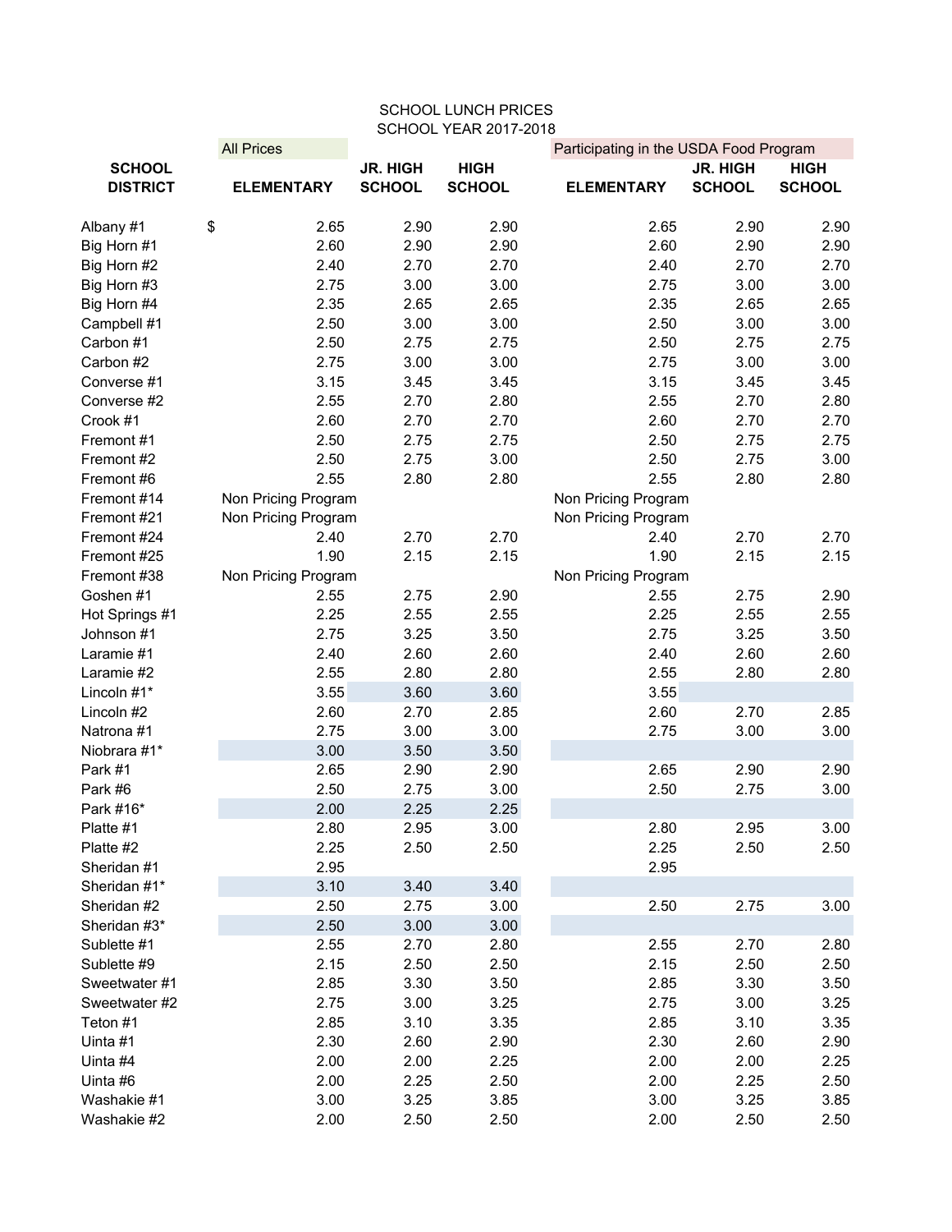SCHOOL LUNCH PRICES
SCHOOL YEAR 2017-2018

| SCHOOL DISTRICT | All Prices | | | Participating in the USDA Food Program | | |
|---|---|---|---|---|---|---|
| | ELEMENTARY | JR. HIGH SCHOOL | HIGH SCHOOL | ELEMENTARY | JR. HIGH SCHOOL | HIGH SCHOOL |
| Albany #1 | $ 2.65 | 2.90 | 2.90 | 2.65 | 2.90 | 2.90 |
| Big Horn #1 | 2.60 | 2.90 | 2.90 | 2.60 | 2.90 | 2.90 |
| Big Horn #2 | 2.40 | 2.70 | 2.70 | 2.40 | 2.70 | 2.70 |
| Big Horn #3 | 2.75 | 3.00 | 3.00 | 2.75 | 3.00 | 3.00 |
| Big Horn #4 | 2.35 | 2.65 | 2.65 | 2.35 | 2.65 | 2.65 |
| Campbell #1 | 2.50 | 3.00 | 3.00 | 2.50 | 3.00 | 3.00 |
| Carbon #1 | 2.50 | 2.75 | 2.75 | 2.50 | 2.75 | 2.75 |
| Carbon #2 | 2.75 | 3.00 | 3.00 | 2.75 | 3.00 | 3.00 |
| Converse #1 | 3.15 | 3.45 | 3.45 | 3.15 | 3.45 | 3.45 |
| Converse #2 | 2.55 | 2.70 | 2.80 | 2.55 | 2.70 | 2.80 |
| Crook #1 | 2.60 | 2.70 | 2.70 | 2.60 | 2.70 | 2.70 |
| Fremont #1 | 2.50 | 2.75 | 2.75 | 2.50 | 2.75 | 2.75 |
| Fremont #2 | 2.50 | 2.75 | 3.00 | 2.50 | 2.75 | 3.00 |
| Fremont #6 | 2.55 | 2.80 | 2.80 | 2.55 | 2.80 | 2.80 |
| Fremont #14 | Non Pricing Program | | | Non Pricing Program | | |
| Fremont #21 | Non Pricing Program | | | Non Pricing Program | | |
| Fremont #24 | 2.40 | 2.70 | 2.70 | 2.40 | 2.70 | 2.70 |
| Fremont #25 | 1.90 | 2.15 | 2.15 | 1.90 | 2.15 | 2.15 |
| Fremont #38 | Non Pricing Program | | | Non Pricing Program | | |
| Goshen #1 | 2.55 | 2.75 | 2.90 | 2.55 | 2.75 | 2.90 |
| Hot Springs #1 | 2.25 | 2.55 | 2.55 | 2.25 | 2.55 | 2.55 |
| Johnson #1 | 2.75 | 3.25 | 3.50 | 2.75 | 3.25 | 3.50 |
| Laramie #1 | 2.40 | 2.60 | 2.60 | 2.40 | 2.60 | 2.60 |
| Laramie #2 | 2.55 | 2.80 | 2.80 | 2.55 | 2.80 | 2.80 |
| Lincoln #1* | 3.55 | 3.60 | 3.60 | 3.55 | | |
| Lincoln #2 | 2.60 | 2.70 | 2.85 | 2.60 | 2.70 | 2.85 |
| Natrona #1 | 2.75 | 3.00 | 3.00 | 2.75 | 3.00 | 3.00 |
| Niobrara #1* | 3.00 | 3.50 | 3.50 | | | |
| Park #1 | 2.65 | 2.90 | 2.90 | 2.65 | 2.90 | 2.90 |
| Park #6 | 2.50 | 2.75 | 3.00 | 2.50 | 2.75 | 3.00 |
| Park #16* | 2.00 | 2.25 | 2.25 | | | |
| Platte #1 | 2.80 | 2.95 | 3.00 | 2.80 | 2.95 | 3.00 |
| Platte #2 | 2.25 | 2.50 | 2.50 | 2.25 | 2.50 | 2.50 |
| Sheridan #1 | 2.95 | | | 2.95 | | |
| Sheridan #1* | 3.10 | 3.40 | 3.40 | | | |
| Sheridan #2 | 2.50 | 2.75 | 3.00 | 2.50 | 2.75 | 3.00 |
| Sheridan #3* | 2.50 | 3.00 | 3.00 | | | |
| Sublette #1 | 2.55 | 2.70 | 2.80 | 2.55 | 2.70 | 2.80 |
| Sublette #9 | 2.15 | 2.50 | 2.50 | 2.15 | 2.50 | 2.50 |
| Sweetwater #1 | 2.85 | 3.30 | 3.50 | 2.85 | 3.30 | 3.50 |
| Sweetwater #2 | 2.75 | 3.00 | 3.25 | 2.75 | 3.00 | 3.25 |
| Teton #1 | 2.85 | 3.10 | 3.35 | 2.85 | 3.10 | 3.35 |
| Uinta #1 | 2.30 | 2.60 | 2.90 | 2.30 | 2.60 | 2.90 |
| Uinta #4 | 2.00 | 2.00 | 2.25 | 2.00 | 2.00 | 2.25 |
| Uinta #6 | 2.00 | 2.25 | 2.50 | 2.00 | 2.25 | 2.50 |
| Washakie #1 | 3.00 | 3.25 | 3.85 | 3.00 | 3.25 | 3.85 |
| Washakie #2 | 2.00 | 2.50 | 2.50 | 2.00 | 2.50 | 2.50 |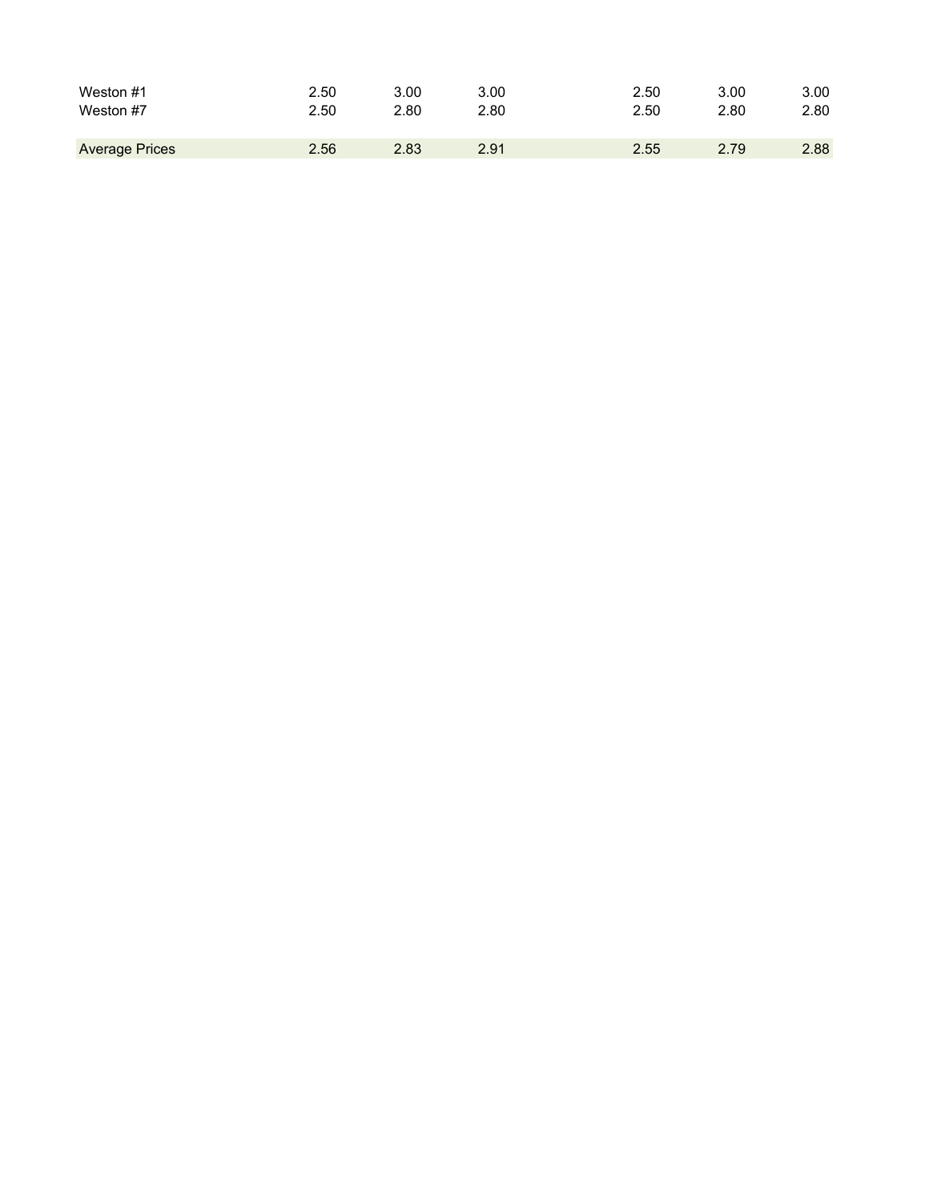| | | | | | | | |
|---|---|---|---|---|---|---|---|
| Weston #1 | 2.50 | 3.00 | 3.00 | | 2.50 | 3.00 | 3.00 |
| Weston #7 | 2.50 | 2.80 | 2.80 | | 2.50 | 2.80 | 2.80 |
| | | | | | | | |
| Average Prices | 2.56 | 2.83 | 2.91 | | 2.55 | 2.79 | 2.88 |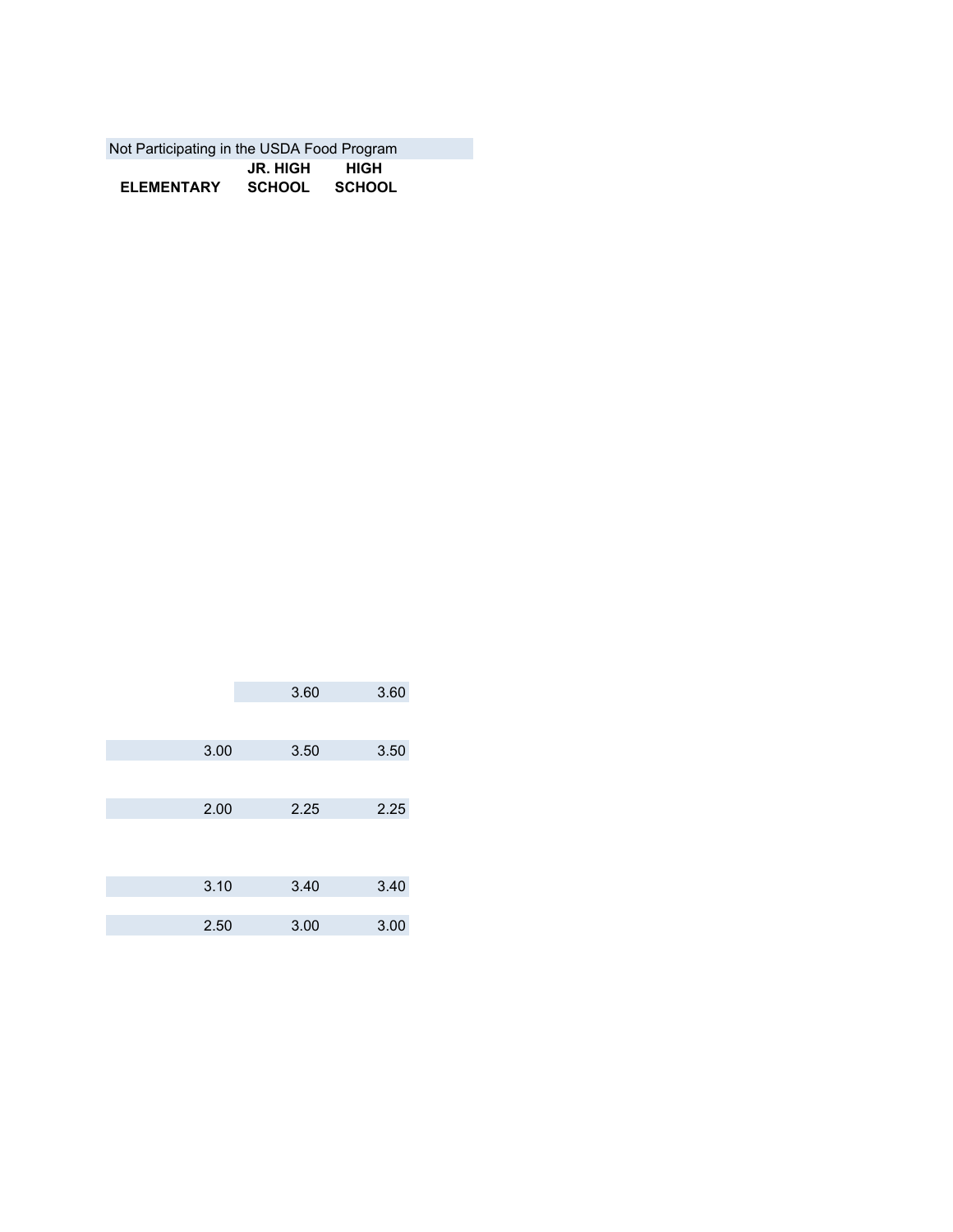Not Participating in the USDA Food Program

| ELEMENTARY | JR. HIGH SCHOOL | HIGH SCHOOL |
|---|---|---|
| | 3.60 | 3.60 |
| 3.00 | 3.50 | 3.50 |
| 2.00 | 2.25 | 2.25 |
| 3.10 | 3.40 | 3.40 |
| 2.50 | 3.00 | 3.00 |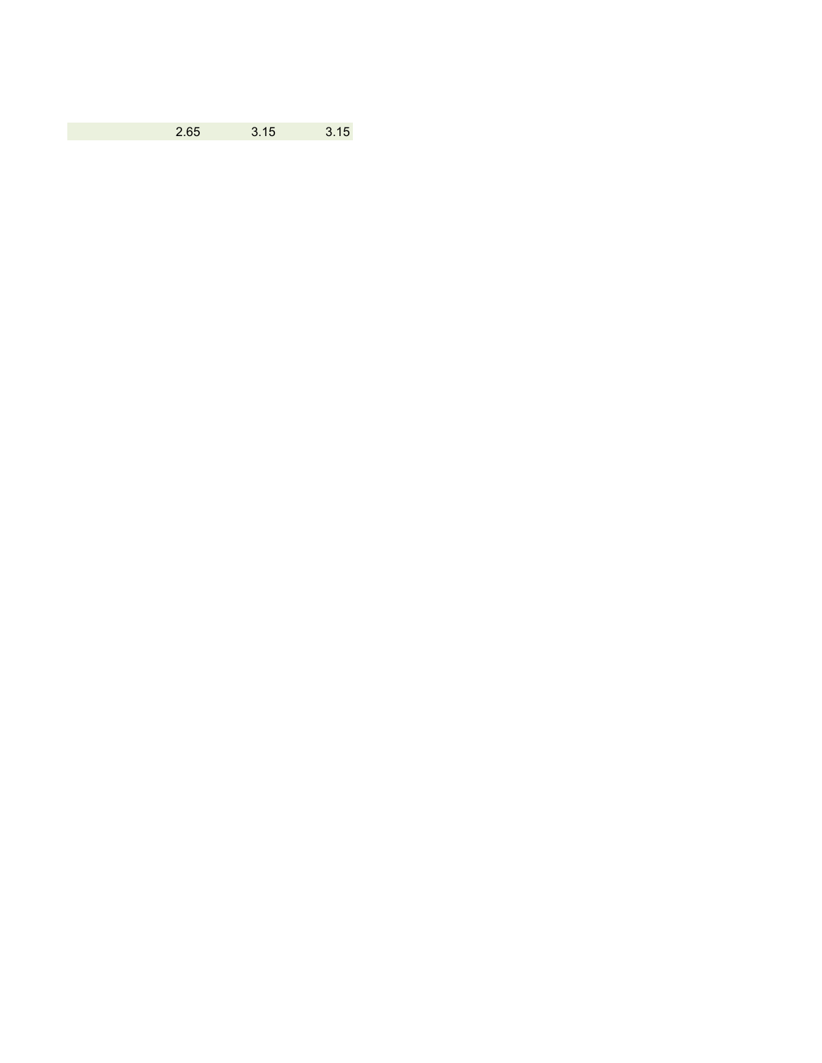| | | | |
|---|---|---|---|
| | 2.65 | 3.15 | 3.15 |